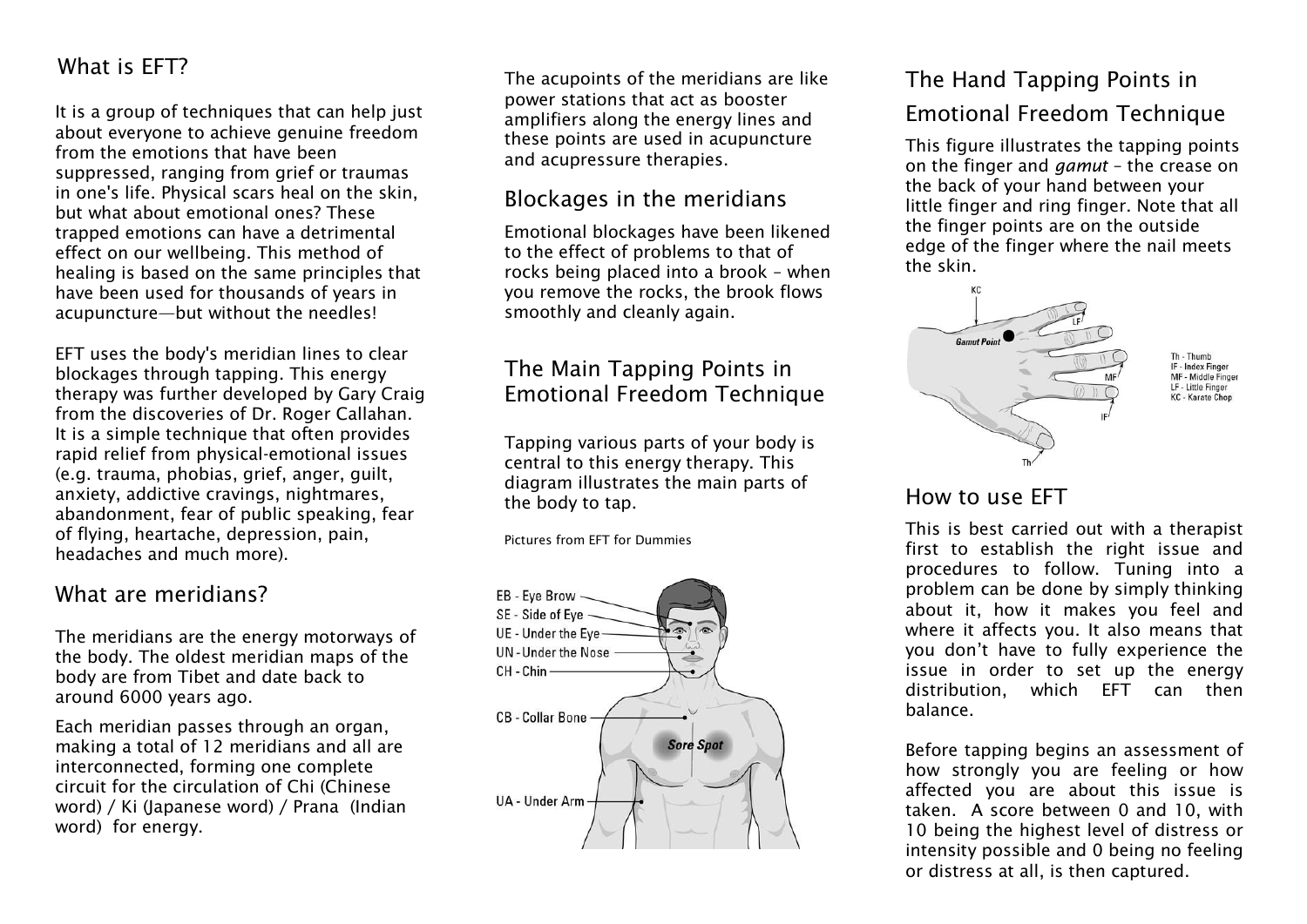## What is EFT?

It is a group of techniques that can help just about everyone to achieve genuine freedom from the emotions that have been suppressed, ranging from grief or traumas in one's life. Physical scars heal on the skin, but what about emotional ones? These trapped emotions can have a detrimental effect on our wellbeing. This method of healing is based on the same principles that have been used for thousands of years in acupuncture—but without the needles!

EFT uses the body's meridian lines to clear blockages through tapping. This energy therapy was further developed by Gary Craig from the discoveries of Dr. Roger Callahan. It is a simple technique that often provides rapid relief from physical-emotional issues (e.g. trauma, phobias, grief, anger, guilt, anxiety, addictive cravings, nightmares, abandonment, fear of public speaking, fear of flying, heartache, depression, pain, headaches and much more).

## What are meridians?

The meridians are the energy motorways of the body. The oldest meridian maps of the body are from Tibet and date back to around 6000 years ago.

Each meridian passes through an organ, making a total of 12 meridians and all are interconnected, forming one complete circuit for the circulation of Chi (Chinese word) / Ki (Japanese word) / Prana (Indian word) for energy.

The acupoints of the meridians are like power stations that act as booster amplifiers along the energy lines and these points are used in acupuncture and acupressure therapies.

## Blockages in the meridians

Emotional blockages have been likened to the effect of problems to that of rocks being placed into a brook – when you remove the rocks, the brook flows smoothly and cleanly again.

## The Main Tapping Points in Emotional Freedom Technique

Tapping various parts of your body is central to this energy therapy. This diagram illustrates the main parts of the body to tap.

Pictures from EFT for Dummies

EB - Eye Brow
SE - Side of Eye
UE - Under the Eye
UN - Under the Nose
CH - Chin
CB - Collar Bone
Sore Spot
UA - Under Arm

## The Hand Tapping Points in Emotional Freedom Technique

This figure illustrates the tapping points on the finger and *gamut* – the crease on the back of your hand between your little finger and ring finger. Note that all the finger points are on the outside edge of the finger where the nail meets the skin.

KC
Gamut Point
LF
MF
IF
Th

Th - Thumb
IF - Index Finger
MF - Middle Finger
LF - Little Finger
KC - Karate Chop

## How to use EFT

This is best carried out with a therapist first to establish the right issue and procedures to follow. Tuning into a problem can be done by simply thinking about it, how it makes you feel and where it affects you. It also means that you don't have to fully experience the issue in order to set up the energy distribution, which EFT can then balance.

Before tapping begins an assessment of how strongly you are feeling or how affected you are about this issue is taken. A score between 0 and 10, with 10 being the highest level of distress or intensity possible and 0 being no feeling or distress at all, is then captured.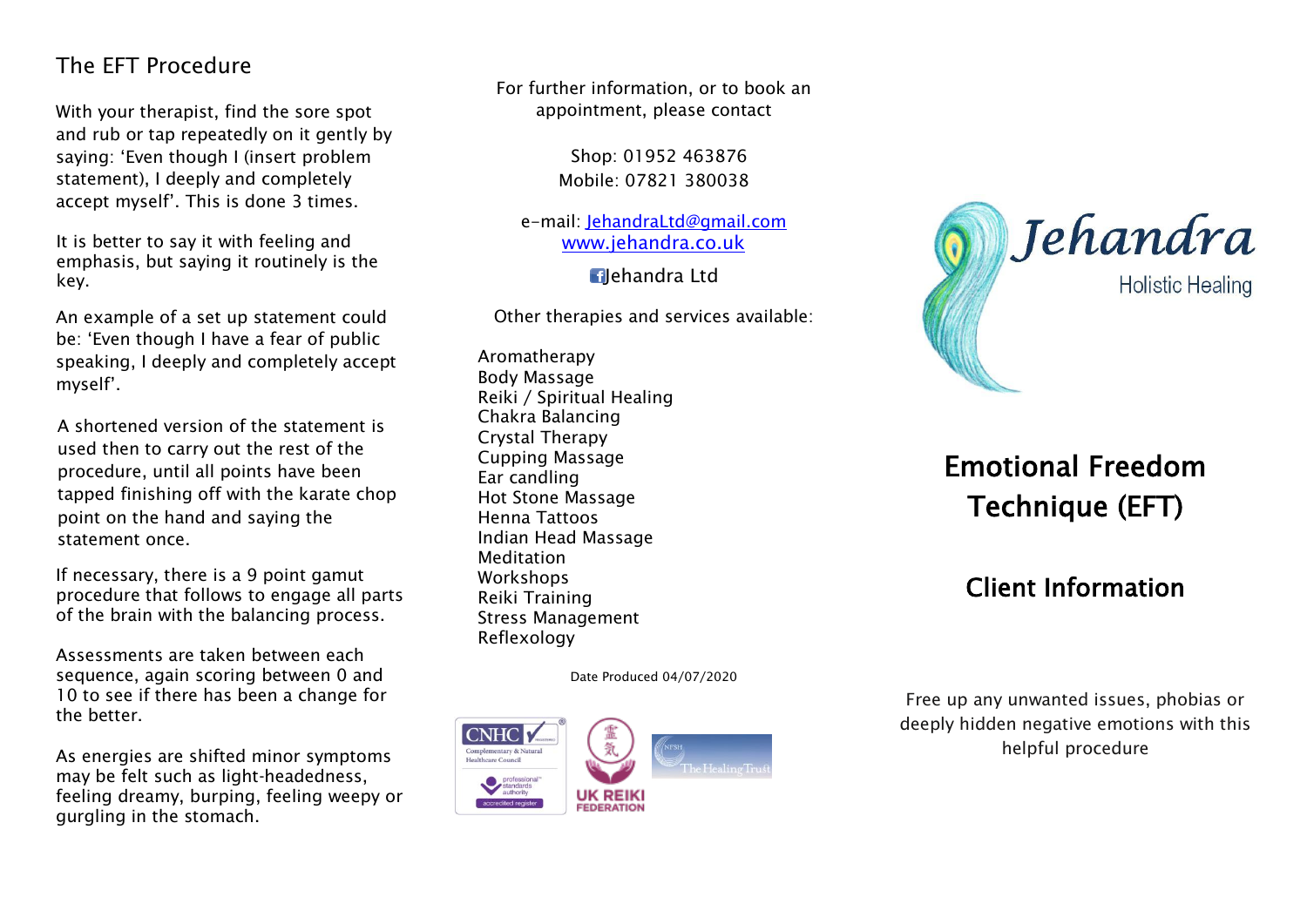## The EFT Procedure

With your therapist, find the sore spot and rub or tap repeatedly on it gently by saying: 'Even though I (insert problem statement), I deeply and completely accept myself'. This is done 3 times.

It is better to say it with feeling and emphasis, but saying it routinely is the key.

An example of a set up statement could be: 'Even though I have a fear of public speaking, I deeply and completely accept myself'.

A shortened version of the statement is used then to carry out the rest of the procedure, until all points have been tapped finishing off with the karate chop point on the hand and saying the statement once.

If necessary, there is a 9 point gamut procedure that follows to engage all parts of the brain with the balancing process.

Assessments are taken between each sequence, again scoring between 0 and 10 to see if there has been a change for the better.

As energies are shifted minor symptoms may be felt such as light-headedness, feeling dreamy, burping, feeling weepy or gurgling in the stomach.

For further information, or to book an appointment, please contact

Shop: 01952 463876
Mobile: 07821 380038

e-mail: JehandraLtd@gmail.com
www.jehandra.co.uk

Jehandra Ltd

Other therapies and services available:

- Aromatherapy
- Body Massage
- Reiki / Spiritual Healing
- Chakra Balancing
- Crystal Therapy
- Cupping Massage
- Ear candling
- Hot Stone Massage
- Henna Tattoos
- Indian Head Massage
- Meditation
- Workshops
- Reiki Training
- Stress Management
- Reflexology

Date Produced 04/07/2020

CNHC Complementary & Natural Healthcare Council — professional standards authority accredited register

UK REIKI FEDERATION

The Healing Trust

Jehandra
Holistic Healing

# Emotional Freedom Technique (EFT)

## Client Information

Free up any unwanted issues, phobias or deeply hidden negative emotions with this helpful procedure